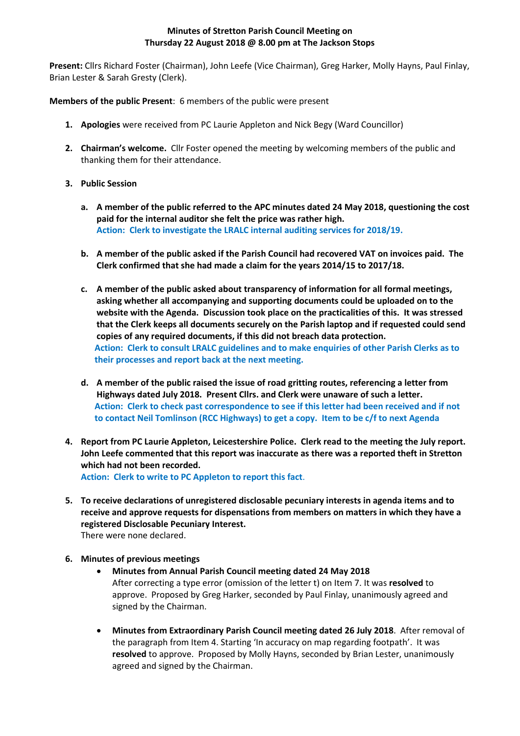**Minutes of Stretton Parish Council Meeting on**
**Thursday 22 August 2018 @ 8.00 pm at The Jackson Stops**

**Present:** Cllrs Richard Foster (Chairman), John Leefe (Vice Chairman), Greg Harker, Molly Hayns, Paul Finlay, Brian Lester & Sarah Gresty (Clerk).

**Members of the public Present**: 6 members of the public were present

1. **Apologies** were received from PC Laurie Appleton and Nick Begy (Ward Councillor)

2. **Chairman's welcome.** Cllr Foster opened the meeting by welcoming members of the public and thanking them for their attendance.

3. **Public Session**

   a. **A member of the public referred to the APC minutes dated 24 May 2018, questioning the cost paid for the internal auditor she felt the price was rather high.**
   **Action: Clerk to investigate the LRALC internal auditing services for 2018/19.**

   b. **A member of the public asked if the Parish Council had recovered VAT on invoices paid. The Clerk confirmed that she had made a claim for the years 2014/15 to 2017/18.**

   c. **A member of the public asked about transparency of information for all formal meetings, asking whether all accompanying and supporting documents could be uploaded on to the website with the Agenda. Discussion took place on the practicalities of this. It was stressed that the Clerk keeps all documents securely on the Parish laptop and if requested could send copies of any required documents, if this did not breach data protection.**
   **Action: Clerk to consult LRALC guidelines and to make enquiries of other Parish Clerks as to their processes and report back at the next meeting.**

   d. **A member of the public raised the issue of road gritting routes, referencing a letter from Highways dated July 2018. Present Cllrs. and Clerk were unaware of such a letter.**
   **Action: Clerk to check past correspondence to see if this letter had been received and if not to contact Neil Tomlinson (RCC Highways) to get a copy. Item to be c/f to next Agenda**

4. **Report from PC Laurie Appleton, Leicestershire Police. Clerk read to the meeting the July report. John Leefe commented that this report was inaccurate as there was a reported theft in Stretton which had not been recorded.**
   **Action: Clerk to write to PC Appleton to report this fact**.

5. **To receive declarations of unregistered disclosable pecuniary interests in agenda items and to receive and approve requests for dispensations from members on matters in which they have a registered Disclosable Pecuniary Interest.**
   There were none declared.

6. **Minutes of previous meetings**
   - **Minutes from Annual Parish Council meeting dated 24 May 2018**
     After correcting a type error (omission of the letter t) on Item 7. It was **resolved** to approve. Proposed by Greg Harker, seconded by Paul Finlay, unanimously agreed and signed by the Chairman.

   - **Minutes from Extraordinary Parish Council meeting dated 26 July 2018**. After removal of the paragraph from Item 4. Starting 'In accuracy on map regarding footpath'. It was **resolved** to approve. Proposed by Molly Hayns, seconded by Brian Lester, unanimously agreed and signed by the Chairman.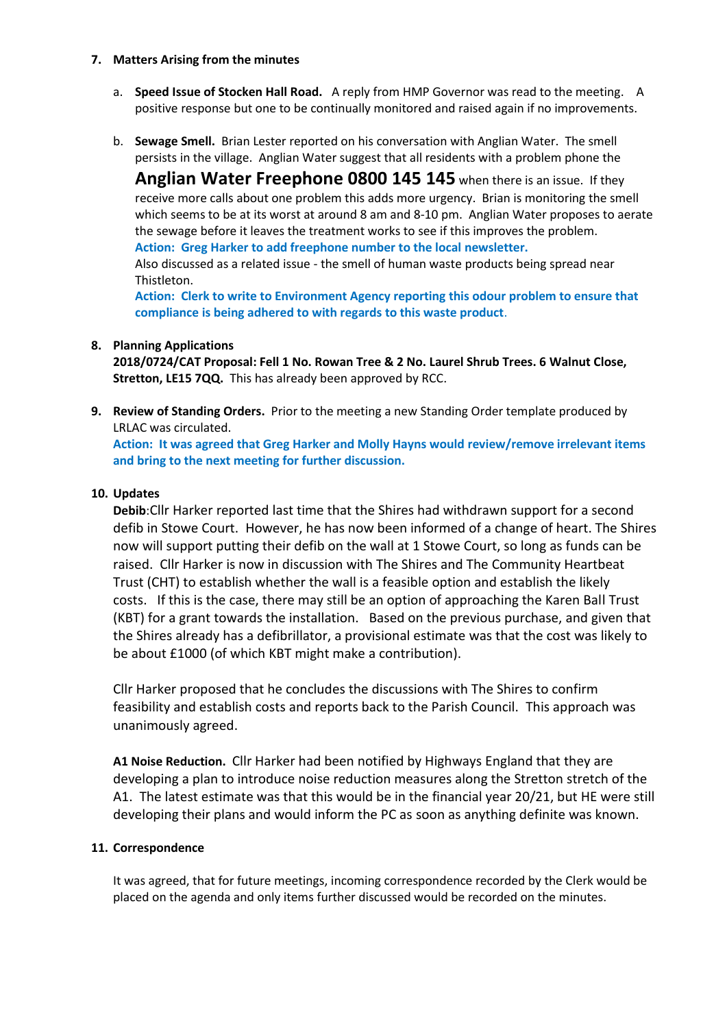7. **Matters Arising from the minutes**

   a. **Speed Issue of Stocken Hall Road.** A reply from HMP Governor was read to the meeting. A positive response but one to be continually monitored and raised again if no improvements.

   b. **Sewage Smell.** Brian Lester reported on his conversation with Anglian Water. The smell persists in the village. Anglian Water suggest that all residents with a problem phone the **Anglian Water Freephone 0800 145 145** when there is an issue. If they receive more calls about one problem this adds more urgency. Brian is monitoring the smell which seems to be at its worst at around 8 am and 8-10 pm. Anglian Water proposes to aerate the sewage before it leaves the treatment works to see if this improves the problem.
   **Action: Greg Harker to add freephone number to the local newsletter.**
   Also discussed as a related issue - the smell of human waste products being spread near Thistleton.
   **Action: Clerk to write to Environment Agency reporting this odour problem to ensure that compliance is being adhered to with regards to this waste product**.

8. **Planning Applications**
   **2018/0724/CAT Proposal: Fell 1 No. Rowan Tree & 2 No. Laurel Shrub Trees. 6 Walnut Close, Stretton, LE15 7QQ.** This has already been approved by RCC.

9. **Review of Standing Orders.** Prior to the meeting a new Standing Order template produced by LRLAC was circulated.
   **Action: It was agreed that Greg Harker and Molly Hayns would review/remove irrelevant items and bring to the next meeting for further discussion.**

10. **Updates**
    **Debib**:Cllr Harker reported last time that the Shires had withdrawn support for a second defib in Stowe Court. However, he has now been informed of a change of heart. The Shires now will support putting their defib on the wall at 1 Stowe Court, so long as funds can be raised. Cllr Harker is now in discussion with The Shires and The Community Heartbeat Trust (CHT) to establish whether the wall is a feasible option and establish the likely costs. If this is the case, there may still be an option of approaching the Karen Ball Trust (KBT) for a grant towards the installation. Based on the previous purchase, and given that the Shires already has a defibrillator, a provisional estimate was that the cost was likely to be about £1000 (of which KBT might make a contribution).

    Cllr Harker proposed that he concludes the discussions with The Shires to confirm feasibility and establish costs and reports back to the Parish Council. This approach was unanimously agreed.

    **A1 Noise Reduction.** Cllr Harker had been notified by Highways England that they are developing a plan to introduce noise reduction measures along the Stretton stretch of the A1. The latest estimate was that this would be in the financial year 20/21, but HE were still developing their plans and would inform the PC as soon as anything definite was known.

11. **Correspondence**

    It was agreed, that for future meetings, incoming correspondence recorded by the Clerk would be placed on the agenda and only items further discussed would be recorded on the minutes.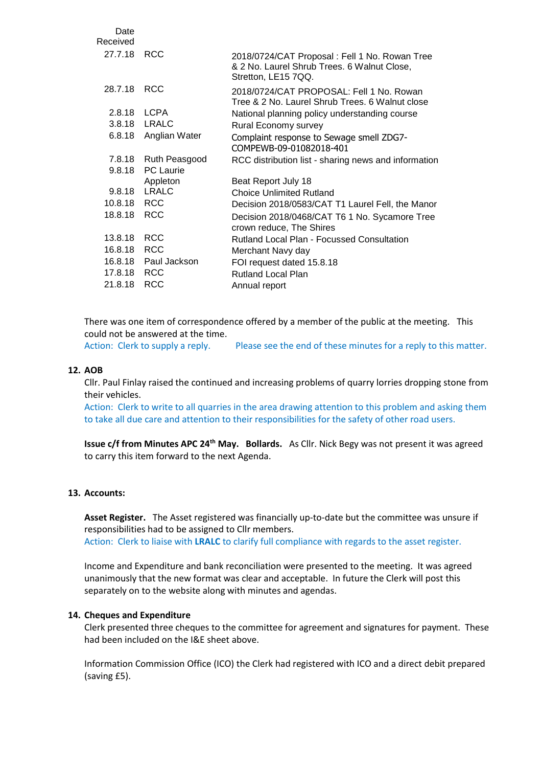| Date Received | | |
|---|---|---|
| 27.7.18 | RCC | 2018/0724/CAT Proposal : Fell 1 No. Rowan Tree & 2 No. Laurel Shrub Trees. 6 Walnut Close, Stretton, LE15 7QQ. |
| 28.7.18 | RCC | 2018/0724/CAT PROPOSAL: Fell 1 No. Rowan Tree & 2 No. Laurel Shrub Trees. 6 Walnut close |
| 2.8.18 | LCPA | National planning policy understanding course |
| 3.8.18 | LRALC | Rural Economy survey |
| 6.8.18 | Anglian Water | Complaint response to Sewage smell ZDG7-COMPEWB-09-01082018-401 |
| 7.8.18 | Ruth Peasgood | RCC distribution list - sharing news and information |
| 9.8.18 | PC Laurie Appleton | Beat Report July 18 |
| 9.8.18 | LRALC | Choice Unlimited Rutland |
| 10.8.18 | RCC | Decision 2018/0583/CAT T1 Laurel Fell, the Manor |
| 18.8.18 | RCC | Decision 2018/0468/CAT T6 1 No. Sycamore Tree crown reduce, The Shires |
| 13.8.18 | RCC | Rutland Local Plan - Focussed Consultation |
| 16.8.18 | RCC | Merchant Navy day |
| 16.8.18 | Paul Jackson | FOI request dated 15.8.18 |
| 17.8.18 | RCC | Rutland Local Plan |
| 21.8.18 | RCC | Annual report |

There was one item of correspondence offered by a member of the public at the meeting. This could not be answered at the time.
Action: Clerk to supply a reply. Please see the end of these minutes for a reply to this matter.

**12. AOB**

Cllr. Paul Finlay raised the continued and increasing problems of quarry lorries dropping stone from their vehicles.
Action: Clerk to write to all quarries in the area drawing attention to this problem and asking them to take all due care and attention to their responsibilities for the safety of other road users.

**Issue c/f from Minutes APC 24th May. Bollards.** As Cllr. Nick Begy was not present it was agreed to carry this item forward to the next Agenda.

**13. Accounts:**

**Asset Register.** The Asset registered was financially up-to-date but the committee was unsure if responsibilities had to be assigned to Cllr members.
Action: Clerk to liaise with **LRALC** to clarify full compliance with regards to the asset register.

Income and Expenditure and bank reconciliation were presented to the meeting. It was agreed unanimously that the new format was clear and acceptable. In future the Clerk will post this separately on to the website along with minutes and agendas.

**14. Cheques and Expenditure**

Clerk presented three cheques to the committee for agreement and signatures for payment. These had been included on the I&E sheet above.

Information Commission Office (ICO) the Clerk had registered with ICO and a direct debit prepared (saving £5).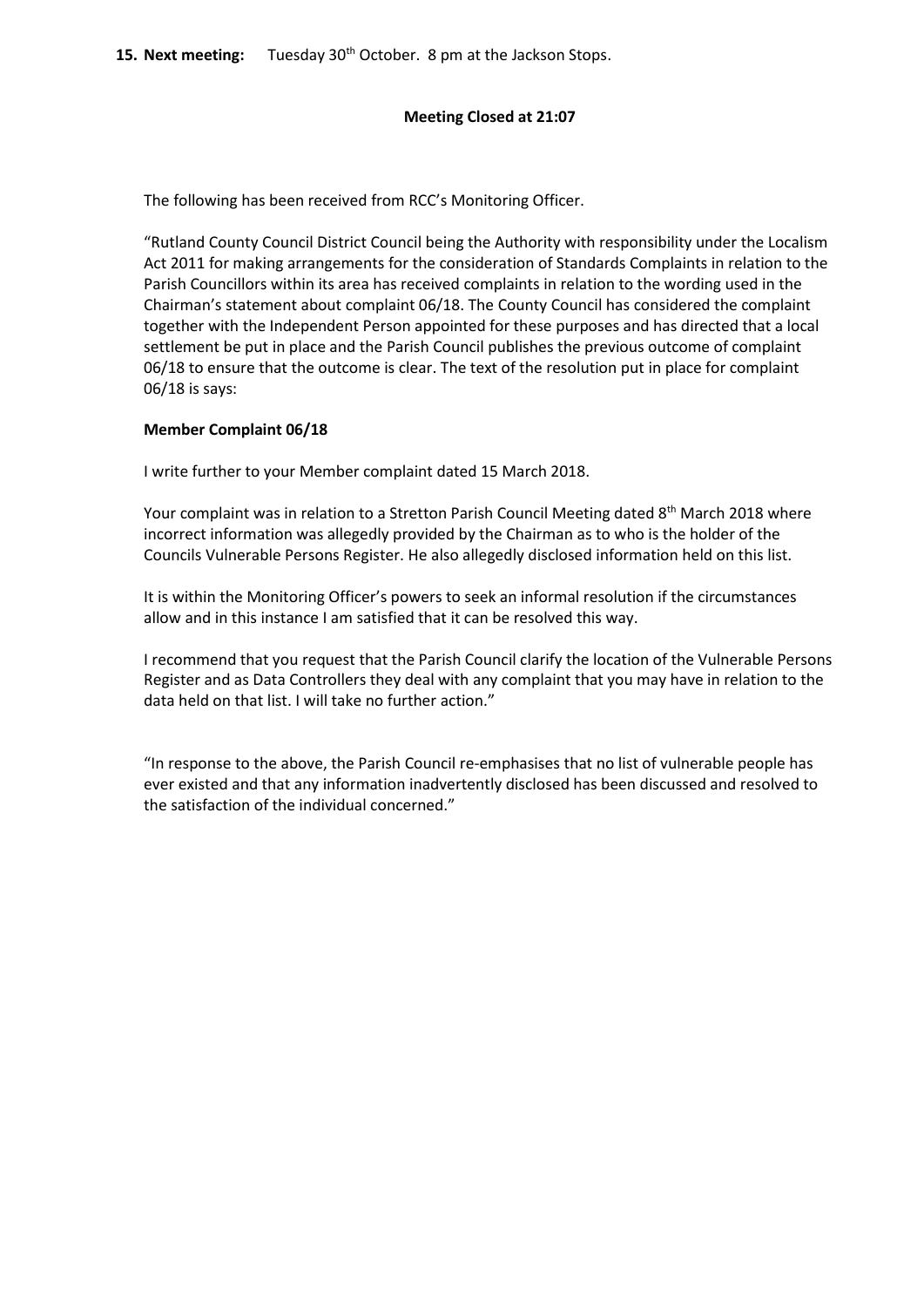**15. Next meeting:** Tuesday 30th October. 8 pm at the Jackson Stops.

**Meeting Closed at 21:07**

The following has been received from RCC's Monitoring Officer.

"Rutland County Council District Council being the Authority with responsibility under the Localism Act 2011 for making arrangements for the consideration of Standards Complaints in relation to the Parish Councillors within its area has received complaints in relation to the wording used in the Chairman's statement about complaint 06/18. The County Council has considered the complaint together with the Independent Person appointed for these purposes and has directed that a local settlement be put in place and the Parish Council publishes the previous outcome of complaint 06/18 to ensure that the outcome is clear. The text of the resolution put in place for complaint 06/18 is says:

**Member Complaint 06/18**

I write further to your Member complaint dated 15 March 2018.

Your complaint was in relation to a Stretton Parish Council Meeting dated 8th March 2018 where incorrect information was allegedly provided by the Chairman as to who is the holder of the Councils Vulnerable Persons Register. He also allegedly disclosed information held on this list.

It is within the Monitoring Officer's powers to seek an informal resolution if the circumstances allow and in this instance I am satisfied that it can be resolved this way.

I recommend that you request that the Parish Council clarify the location of the Vulnerable Persons Register and as Data Controllers they deal with any complaint that you may have in relation to the data held on that list. I will take no further action."

"In response to the above, the Parish Council re-emphasises that no list of vulnerable people has ever existed and that any information inadvertently disclosed has been discussed and resolved to the satisfaction of the individual concerned."